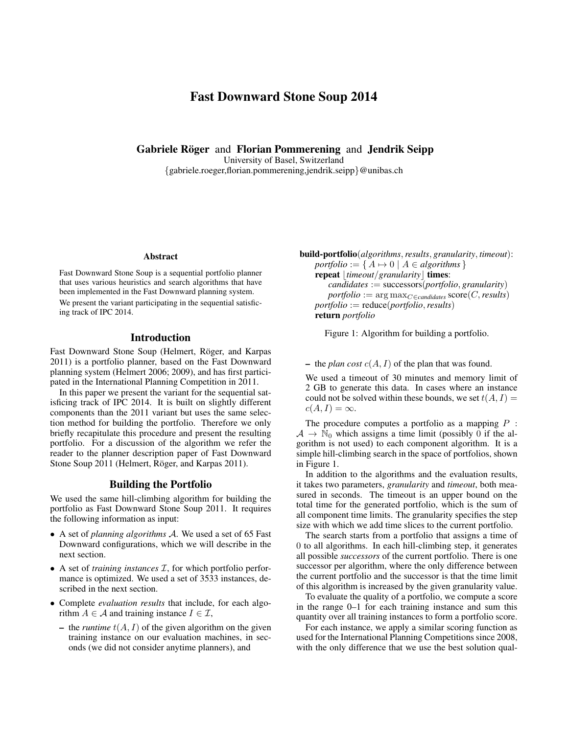# Fast Downward Stone Soup 2014

**Gabriele Röger** and **Florian Pommerening** and **Jendrik Seipp**
University of Basel, Switzerland
{gabriele.roeger,florian.pommerening,jendrik.seipp}@unibas.ch

### Abstract

Fast Downward Stone Soup is a sequential portfolio planner that uses various heuristics and search algorithms that have been implemented in the Fast Downward planning system.

We present the variant participating in the sequential satisficing track of IPC 2014.

## Introduction

Fast Downward Stone Soup (Helmert, Röger, and Karpas 2011) is a portfolio planner, based on the Fast Downward planning system (Helmert 2006; 2009), and has first participated in the International Planning Competition in 2011.

In this paper we present the variant for the sequential satisficing track of IPC 2014. It is built on slightly different components than the 2011 variant but uses the same selection method for building the portfolio. Therefore we only briefly recapitulate this procedure and present the resulting portfolio. For a discussion of the algorithm we refer the reader to the planner description paper of Fast Downward Stone Soup 2011 (Helmert, Röger, and Karpas 2011).

## Building the Portfolio

We used the same hill-climbing algorithm for building the portfolio as Fast Downward Stone Soup 2011. It requires the following information as input:

- A set of *planning algorithms* $\mathcal{A}$. We used a set of 65 Fast Downward configurations, which we will describe in the next section.
- A set of *training instances* $\mathcal{I}$, for which portfolio performance is optimized. We used a set of 3533 instances, described in the next section.
- Complete *evaluation results* that include, for each algorithm $A \in \mathcal{A}$ and training instance $I \in \mathcal{I}$,
  - the *runtime* $t(A, I)$ of the given algorithm on the given training instance on our evaluation machines, in seconds (we did not consider anytime planners), and
  - the *plan cost* $c(A, I)$ of the plan that was found.

We used a timeout of 30 minutes and memory limit of 2 GB to generate this data. In cases where an instance could not be solved within these bounds, we set $t(A, I) = c(A, I) = \infty$.

**build-portfolio**(*algorithms*, *results*, *granularity*, *timeout*):
  *portfolio* := $\{ A \mapsto 0 \mid A \in$ *algorithms* $\}$
  **repeat** $\lfloor$*timeout*/*granularity*$\rfloor$ **times**:
    *candidates* := successors(*portfolio*, *granularity*)
    *portfolio* := $\arg\max_{C \in \textit{candidates}}$ score($C$, *results*)
  *portfolio* := reduce(*portfolio*, *results*)
  **return** *portfolio*

Figure 1: Algorithm for building a portfolio.

The procedure computes a portfolio as a mapping $P : \mathcal{A} \rightarrow \mathbb{N}_0$ which assigns a time limit (possibly 0 if the algorithm is not used) to each component algorithm. It is a simple hill-climbing search in the space of portfolios, shown in Figure 1.

In addition to the algorithms and the evaluation results, it takes two parameters, *granularity* and *timeout*, both measured in seconds. The timeout is an upper bound on the total time for the generated portfolio, which is the sum of all component time limits. The granularity specifies the step size with which we add time slices to the current portfolio.

The search starts from a portfolio that assigns a time of 0 to all algorithms. In each hill-climbing step, it generates all possible *successors* of the current portfolio. There is one successor per algorithm, where the only difference between the current portfolio and the successor is that the time limit of this algorithm is increased by the given granularity value.

To evaluate the quality of a portfolio, we compute a score in the range 0–1 for each training instance and sum this quantity over all training instances to form a portfolio score.

For each instance, we apply a similar scoring function as used for the International Planning Competitions since 2008, with the only difference that we use the best solution qual-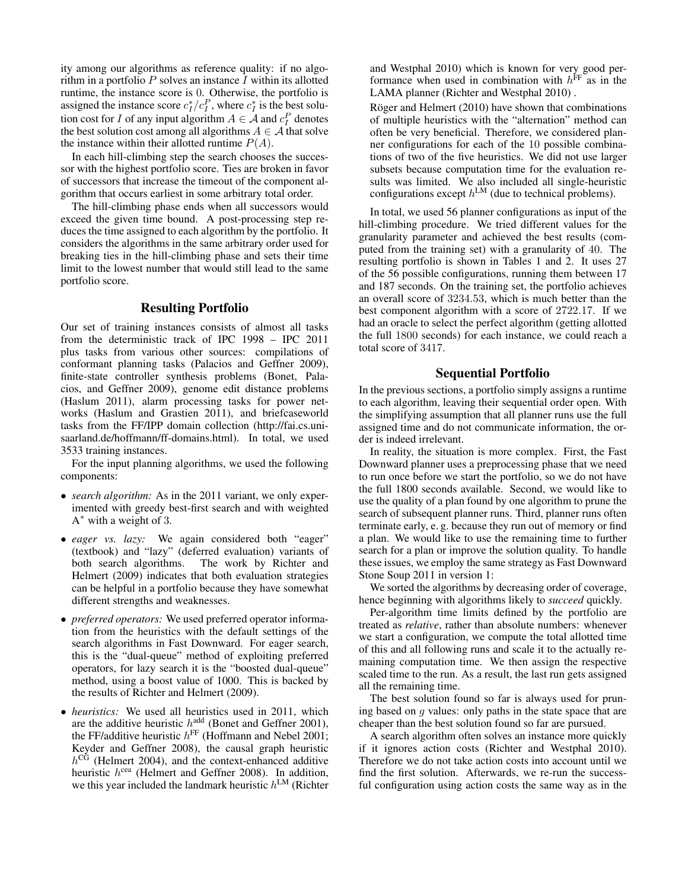ity among our algorithms as reference quality: if no algorithm in a portfolio $P$ solves an instance $I$ within its allotted runtime, the instance score is 0. Otherwise, the portfolio is assigned the instance score $c_I^*/c_I^P$, where $c_I^*$ is the best solution cost for $I$ of any input algorithm $A \in \mathcal{A}$ and $c_I^P$ denotes the best solution cost among all algorithms $A \in \mathcal{A}$ that solve the instance within their allotted runtime $P(A)$.

In each hill-climbing step the search chooses the successor with the highest portfolio score. Ties are broken in favor of successors that increase the timeout of the component algorithm that occurs earliest in some arbitrary total order.

The hill-climbing phase ends when all successors would exceed the given time bound. A post-processing step reduces the time assigned to each algorithm by the portfolio. It considers the algorithms in the same arbitrary order used for breaking ties in the hill-climbing phase and sets their time limit to the lowest number that would still lead to the same portfolio score.

## Resulting Portfolio

Our set of training instances consists of almost all tasks from the deterministic track of IPC 1998 – IPC 2011 plus tasks from various other sources: compilations of conformant planning tasks (Palacios and Geffner 2009), finite-state controller synthesis problems (Bonet, Palacios, and Geffner 2009), genome edit distance problems (Haslum 2011), alarm processing tasks for power networks (Haslum and Grastien 2011), and briefcaseworld tasks from the FF/IPP domain collection (http://fai.cs.uni-saarland.de/hoffmann/ff-domains.html). In total, we used 3533 training instances.

For the input planning algorithms, we used the following components:

- *search algorithm:* As in the 2011 variant, we only experimented with greedy best-first search and with weighted A$^*$ with a weight of 3.
- *eager vs. lazy:* We again considered both "eager" (textbook) and "lazy" (deferred evaluation) variants of both search algorithms. The work by Richter and Helmert (2009) indicates that both evaluation strategies can be helpful in a portfolio because they have somewhat different strengths and weaknesses.
- *preferred operators:* We used preferred operator information from the heuristics with the default settings of the search algorithms in Fast Downward. For eager search, this is the "dual-queue" method of exploiting preferred operators, for lazy search it is the "boosted dual-queue" method, using a boost value of 1000. This is backed by the results of Richter and Helmert (2009).
- *heuristics:* We used all heuristics used in 2011, which are the additive heuristic $h^{\text{add}}$ (Bonet and Geffner 2001), the FF/additive heuristic $h^{\text{FF}}$ (Hoffmann and Nebel 2001; Keyder and Geffner 2008), the causal graph heuristic $h^{\text{CG}}$ (Helmert 2004), and the context-enhanced additive heuristic $h^{\text{cea}}$ (Helmert and Geffner 2008). In addition, we this year included the landmark heuristic $h^{\text{LM}}$ (Richter and Westphal 2010) which is known for very good performance when used in combination with $h^{\text{FF}}$ as in the LAMA planner (Richter and Westphal 2010) .

  Röger and Helmert (2010) have shown that combinations of multiple heuristics with the "alternation" method can often be very beneficial. Therefore, we considered planner configurations for each of the 10 possible combinations of two of the five heuristics. We did not use larger subsets because computation time for the evaluation results was limited. We also included all single-heuristic configurations except $h^{\text{LM}}$ (due to technical problems).

In total, we used 56 planner configurations as input of the hill-climbing procedure. We tried different values for the granularity parameter and achieved the best results (computed from the training set) with a granularity of 40. The resulting portfolio is shown in Tables 1 and 2. It uses 27 of the 56 possible configurations, running them between 17 and 187 seconds. On the training set, the portfolio achieves an overall score of 3234.53, which is much better than the best component algorithm with a score of 2722.17. If we had an oracle to select the perfect algorithm (getting allotted the full 1800 seconds) for each instance, we could reach a total score of 3417.

## Sequential Portfolio

In the previous sections, a portfolio simply assigns a runtime to each algorithm, leaving their sequential order open. With the simplifying assumption that all planner runs use the full assigned time and do not communicate information, the order is indeed irrelevant.

In reality, the situation is more complex. First, the Fast Downward planner uses a preprocessing phase that we need to run once before we start the portfolio, so we do not have the full 1800 seconds available. Second, we would like to use the quality of a plan found by one algorithm to prune the search of subsequent planner runs. Third, planner runs often terminate early, e. g. because they run out of memory or find a plan. We would like to use the remaining time to further search for a plan or improve the solution quality. To handle these issues, we employ the same strategy as Fast Downward Stone Soup 2011 in version 1:

We sorted the algorithms by decreasing order of coverage, hence beginning with algorithms likely to *succeed* quickly.

Per-algorithm time limits defined by the portfolio are treated as *relative*, rather than absolute numbers: whenever we start a configuration, we compute the total allotted time of this and all following runs and scale it to the actually remaining computation time. We then assign the respective scaled time to the run. As a result, the last run gets assigned all the remaining time.

The best solution found so far is always used for pruning based on $g$ values: only paths in the state space that are cheaper than the best solution found so far are pursued.

A search algorithm often solves an instance more quickly if it ignores action costs (Richter and Westphal 2010). Therefore we do not take action costs into account until we find the first solution. Afterwards, we re-run the successful configuration using action costs the same way as in the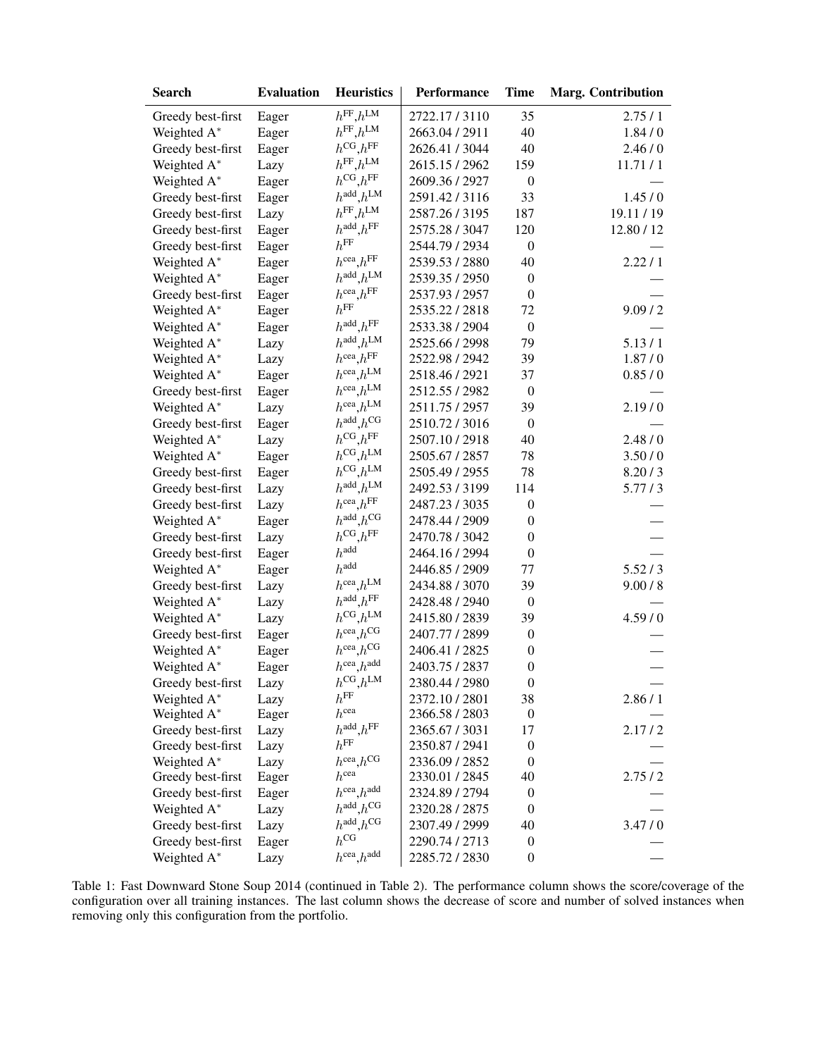| Search | Evaluation | Heuristics | Performance | Time | Marg. Contribution |
|---|---|---|---|---|---|
| Greedy best-first | Eager | $h^{\mathrm{FF}}$,$h^{\mathrm{LM}}$ | 2722.17 / 3110 | 35 | 2.75 / 1 |
| Weighted A$^*$ | Eager | $h^{\mathrm{FF}}$,$h^{\mathrm{LM}}$ | 2663.04 / 2911 | 40 | 1.84 / 0 |
| Greedy best-first | Eager | $h^{\mathrm{CG}}$,$h^{\mathrm{FF}}$ | 2626.41 / 3044 | 40 | 2.46 / 0 |
| Weighted A$^*$ | Lazy | $h^{\mathrm{FF}}$,$h^{\mathrm{LM}}$ | 2615.15 / 2962 | 159 | 11.71 / 1 |
| Weighted A$^*$ | Eager | $h^{\mathrm{CG}}$,$h^{\mathrm{FF}}$ | 2609.36 / 2927 | 0 | — |
| Greedy best-first | Eager | $h^{\mathrm{add}}$,$h^{\mathrm{LM}}$ | 2591.42 / 3116 | 33 | 1.45 / 0 |
| Greedy best-first | Lazy | $h^{\mathrm{FF}}$,$h^{\mathrm{LM}}$ | 2587.26 / 3195 | 187 | 19.11 / 19 |
| Greedy best-first | Eager | $h^{\mathrm{add}}$,$h^{\mathrm{FF}}$ | 2575.28 / 3047 | 120 | 12.80 / 12 |
| Greedy best-first | Eager | $h^{\mathrm{FF}}$ | 2544.79 / 2934 | 0 | — |
| Weighted A$^*$ | Eager | $h^{\mathrm{cea}}$,$h^{\mathrm{FF}}$ | 2539.53 / 2880 | 40 | 2.22 / 1 |
| Weighted A$^*$ | Eager | $h^{\mathrm{add}}$,$h^{\mathrm{LM}}$ | 2539.35 / 2950 | 0 | — |
| Greedy best-first | Eager | $h^{\mathrm{cea}}$,$h^{\mathrm{FF}}$ | 2537.93 / 2957 | 0 | — |
| Weighted A$^*$ | Eager | $h^{\mathrm{FF}}$ | 2535.22 / 2818 | 72 | 9.09 / 2 |
| Weighted A$^*$ | Eager | $h^{\mathrm{add}}$,$h^{\mathrm{FF}}$ | 2533.38 / 2904 | 0 | — |
| Weighted A$^*$ | Lazy | $h^{\mathrm{add}}$,$h^{\mathrm{LM}}$ | 2525.66 / 2998 | 79 | 5.13 / 1 |
| Weighted A$^*$ | Lazy | $h^{\mathrm{cea}}$,$h^{\mathrm{FF}}$ | 2522.98 / 2942 | 39 | 1.87 / 0 |
| Weighted A$^*$ | Eager | $h^{\mathrm{cea}}$,$h^{\mathrm{LM}}$ | 2518.46 / 2921 | 37 | 0.85 / 0 |
| Greedy best-first | Eager | $h^{\mathrm{cea}}$,$h^{\mathrm{LM}}$ | 2512.55 / 2982 | 0 | — |
| Weighted A$^*$ | Lazy | $h^{\mathrm{cea}}$,$h^{\mathrm{LM}}$ | 2511.75 / 2957 | 39 | 2.19 / 0 |
| Greedy best-first | Eager | $h^{\mathrm{add}}$,$h^{\mathrm{CG}}$ | 2510.72 / 3016 | 0 | — |
| Weighted A$^*$ | Lazy | $h^{\mathrm{CG}}$,$h^{\mathrm{FF}}$ | 2507.10 / 2918 | 40 | 2.48 / 0 |
| Weighted A$^*$ | Eager | $h^{\mathrm{CG}}$,$h^{\mathrm{LM}}$ | 2505.67 / 2857 | 78 | 3.50 / 0 |
| Greedy best-first | Eager | $h^{\mathrm{CG}}$,$h^{\mathrm{LM}}$ | 2505.49 / 2955 | 78 | 8.20 / 3 |
| Greedy best-first | Lazy | $h^{\mathrm{add}}$,$h^{\mathrm{LM}}$ | 2492.53 / 3199 | 114 | 5.77 / 3 |
| Greedy best-first | Lazy | $h^{\mathrm{cea}}$,$h^{\mathrm{FF}}$ | 2487.23 / 3035 | 0 | — |
| Weighted A$^*$ | Eager | $h^{\mathrm{add}}$,$h^{\mathrm{CG}}$ | 2478.44 / 2909 | 0 | — |
| Greedy best-first | Lazy | $h^{\mathrm{CG}}$,$h^{\mathrm{FF}}$ | 2470.78 / 3042 | 0 | — |
| Greedy best-first | Eager | $h^{\mathrm{add}}$ | 2464.16 / 2994 | 0 | — |
| Weighted A$^*$ | Eager | $h^{\mathrm{add}}$ | 2446.85 / 2909 | 77 | 5.52 / 3 |
| Greedy best-first | Lazy | $h^{\mathrm{cea}}$,$h^{\mathrm{LM}}$ | 2434.88 / 3070 | 39 | 9.00 / 8 |
| Weighted A$^*$ | Lazy | $h^{\mathrm{add}}$,$h^{\mathrm{FF}}$ | 2428.48 / 2940 | 0 | — |
| Weighted A$^*$ | Lazy | $h^{\mathrm{CG}}$,$h^{\mathrm{LM}}$ | 2415.80 / 2839 | 39 | 4.59 / 0 |
| Greedy best-first | Eager | $h^{\mathrm{cea}}$,$h^{\mathrm{CG}}$ | 2407.77 / 2899 | 0 | — |
| Weighted A$^*$ | Eager | $h^{\mathrm{cea}}$,$h^{\mathrm{CG}}$ | 2406.41 / 2825 | 0 | — |
| Weighted A$^*$ | Eager | $h^{\mathrm{cea}}$,$h^{\mathrm{add}}$ | 2403.75 / 2837 | 0 | — |
| Greedy best-first | Lazy | $h^{\mathrm{CG}}$,$h^{\mathrm{LM}}$ | 2380.44 / 2980 | 0 | — |
| Weighted A$^*$ | Lazy | $h^{\mathrm{FF}}$ | 2372.10 / 2801 | 38 | 2.86 / 1 |
| Weighted A$^*$ | Eager | $h^{\mathrm{cea}}$ | 2366.58 / 2803 | 0 | — |
| Greedy best-first | Lazy | $h^{\mathrm{add}}$,$h^{\mathrm{FF}}$ | 2365.67 / 3031 | 17 | 2.17 / 2 |
| Greedy best-first | Lazy | $h^{\mathrm{FF}}$ | 2350.87 / 2941 | 0 | — |
| Weighted A$^*$ | Lazy | $h^{\mathrm{cea}}$,$h^{\mathrm{CG}}$ | 2336.09 / 2852 | 0 | — |
| Greedy best-first | Eager | $h^{\mathrm{cea}}$ | 2330.01 / 2845 | 40 | 2.75 / 2 |
| Greedy best-first | Eager | $h^{\mathrm{cea}}$,$h^{\mathrm{add}}$ | 2324.89 / 2794 | 0 | — |
| Weighted A$^*$ | Lazy | $h^{\mathrm{add}}$,$h^{\mathrm{CG}}$ | 2320.28 / 2875 | 0 | — |
| Greedy best-first | Lazy | $h^{\mathrm{add}}$,$h^{\mathrm{CG}}$ | 2307.49 / 2999 | 40 | 3.47 / 0 |
| Greedy best-first | Eager | $h^{\mathrm{CG}}$ | 2290.74 / 2713 | 0 | — |
| Weighted A$^*$ | Lazy | $h^{\mathrm{cea}}$,$h^{\mathrm{add}}$ | 2285.72 / 2830 | 0 | — |

Table 1: Fast Downward Stone Soup 2014 (continued in Table 2). The performance column shows the score/coverage of the configuration over all training instances. The last column shows the decrease of score and number of solved instances when removing only this configuration from the portfolio.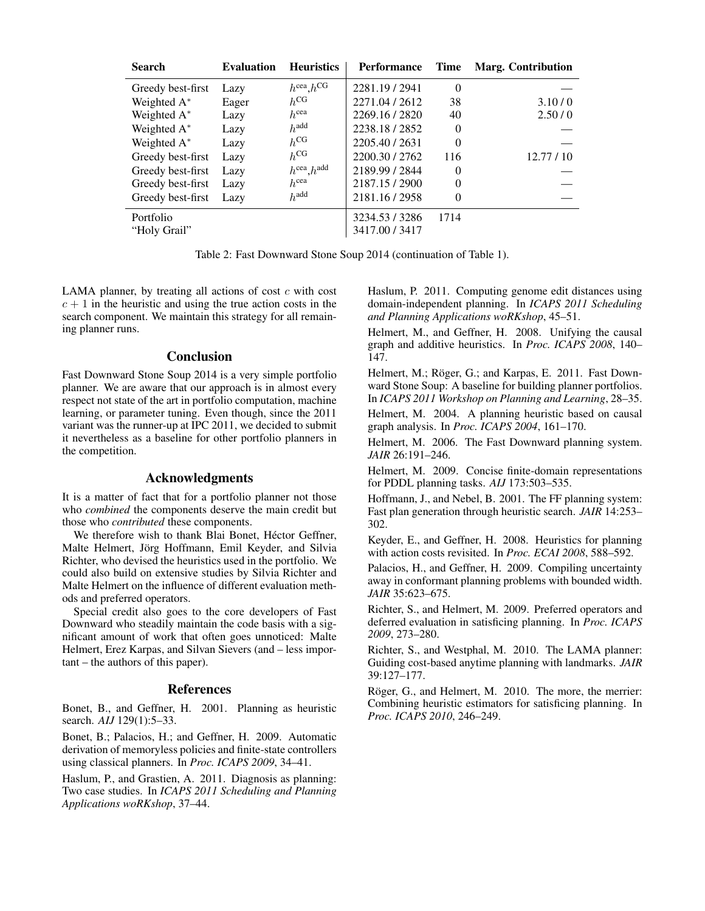| Search | Evaluation | Heuristics | Performance | Time | Marg. Contribution |
|---|---|---|---|---|---|
| Greedy best-first | Lazy | $h^{\text{cea}}$,$h^{\text{CG}}$ | 2281.19 / 2941 | 0 | — |
| Weighted A* | Eager | $h^{\text{CG}}$ | 2271.04 / 2612 | 38 | 3.10 / 0 |
| Weighted A* | Lazy | $h^{\text{cea}}$ | 2269.16 / 2820 | 40 | 2.50 / 0 |
| Weighted A* | Lazy | $h^{\text{add}}$ | 2238.18 / 2852 | 0 | — |
| Weighted A* | Lazy | $h^{\text{CG}}$ | 2205.40 / 2631 | 0 | — |
| Greedy best-first | Lazy | $h^{\text{CG}}$ | 2200.30 / 2762 | 116 | 12.77 / 10 |
| Greedy best-first | Lazy | $h^{\text{cea}}$,$h^{\text{add}}$ | 2189.99 / 2844 | 0 | — |
| Greedy best-first | Lazy | $h^{\text{cea}}$ | 2187.15 / 2900 | 0 | — |
| Greedy best-first | Lazy | $h^{\text{add}}$ | 2181.16 / 2958 | 0 | — |
| Portfolio | | | 3234.53 / 3286 | 1714 | |
| "Holy Grail" | | | 3417.00 / 3417 | | |

Table 2: Fast Downward Stone Soup 2014 (continuation of Table 1).

LAMA planner, by treating all actions of cost $c$ with cost $c+1$ in the heuristic and using the true action costs in the search component. We maintain this strategy for all remaining planner runs.

## Conclusion

Fast Downward Stone Soup 2014 is a very simple portfolio planner. We are aware that our approach is in almost every respect not state of the art in portfolio computation, machine learning, or parameter tuning. Even though, since the 2011 variant was the runner-up at IPC 2011, we decided to submit it nevertheless as a baseline for other portfolio planners in the competition.

## Acknowledgments

It is a matter of fact that for a portfolio planner not those who *combined* the components deserve the main credit but those who *contributed* these components.

We therefore wish to thank Blai Bonet, Héctor Geffner, Malte Helmert, Jörg Hoffmann, Emil Keyder, and Silvia Richter, who devised the heuristics used in the portfolio. We could also build on extensive studies by Silvia Richter and Malte Helmert on the influence of different evaluation methods and preferred operators.

Special credit also goes to the core developers of Fast Downward who steadily maintain the code basis with a significant amount of work that often goes unnoticed: Malte Helmert, Erez Karpas, and Silvan Sievers (and – less important – the authors of this paper).

## References

Bonet, B., and Geffner, H. 2001. Planning as heuristic search. *AIJ* 129(1):5–33.

Bonet, B.; Palacios, H.; and Geffner, H. 2009. Automatic derivation of memoryless policies and finite-state controllers using classical planners. In *Proc. ICAPS 2009*, 34–41.

Haslum, P., and Grastien, A. 2011. Diagnosis as planning: Two case studies. In *ICAPS 2011 Scheduling and Planning Applications woRKshop*, 37–44.

Haslum, P. 2011. Computing genome edit distances using domain-independent planning. In *ICAPS 2011 Scheduling and Planning Applications woRKshop*, 45–51.

Helmert, M., and Geffner, H. 2008. Unifying the causal graph and additive heuristics. In *Proc. ICAPS 2008*, 140–147.

Helmert, M.; Röger, G.; and Karpas, E. 2011. Fast Downward Stone Soup: A baseline for building planner portfolios. In *ICAPS 2011 Workshop on Planning and Learning*, 28–35.

Helmert, M. 2004. A planning heuristic based on causal graph analysis. In *Proc. ICAPS 2004*, 161–170.

Helmert, M. 2006. The Fast Downward planning system. *JAIR* 26:191–246.

Helmert, M. 2009. Concise finite-domain representations for PDDL planning tasks. *AIJ* 173:503–535.

Hoffmann, J., and Nebel, B. 2001. The FF planning system: Fast plan generation through heuristic search. *JAIR* 14:253–302.

Keyder, E., and Geffner, H. 2008. Heuristics for planning with action costs revisited. In *Proc. ECAI 2008*, 588–592.

Palacios, H., and Geffner, H. 2009. Compiling uncertainty away in conformant planning problems with bounded width. *JAIR* 35:623–675.

Richter, S., and Helmert, M. 2009. Preferred operators and deferred evaluation in satisficing planning. In *Proc. ICAPS 2009*, 273–280.

Richter, S., and Westphal, M. 2010. The LAMA planner: Guiding cost-based anytime planning with landmarks. *JAIR* 39:127–177.

Röger, G., and Helmert, M. 2010. The more, the merrier: Combining heuristic estimators for satisficing planning. In *Proc. ICAPS 2010*, 246–249.